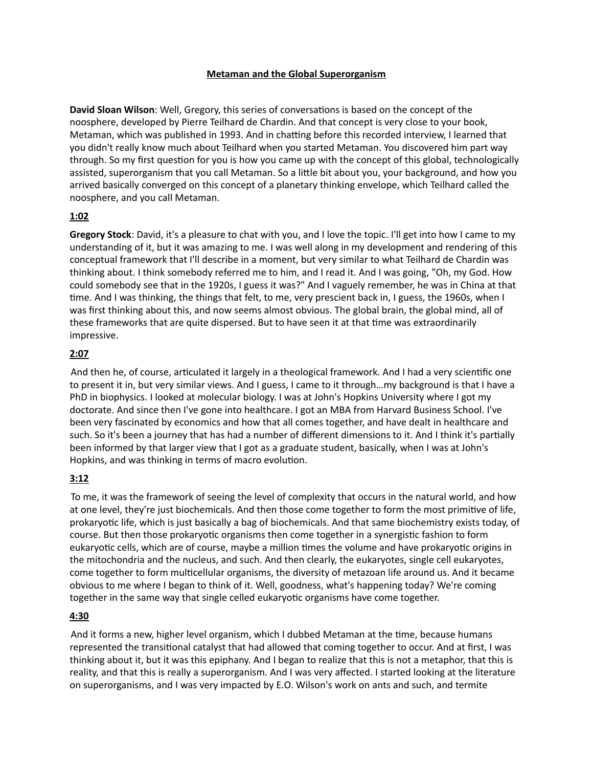# Metaman and the Global Superorganism

**David Sloan Wilson**: Well, Gregory, this series of conversations is based on the concept of the noosphere, developed by Pierre Teilhard de Chardin. And that concept is very close to your book, Metaman, which was published in 1993. And in chatting before this recorded interview, I learned that you didn't really know much about Teilhard when you started Metaman. You discovered him part way through. So my first question for you is how you came up with the concept of this global, technologically assisted, superorganism that you call Metaman. So a little bit about you, your background, and how you arrived basically converged on this concept of a planetary thinking envelope, which Teilhard called the noosphere, and you call Metaman.

**1:02**

**Gregory Stock**: David, it's a pleasure to chat with you, and I love the topic. I'll get into how I came to my understanding of it, but it was amazing to me. I was well along in my development and rendering of this conceptual framework that I'll describe in a moment, but very similar to what Teilhard de Chardin was thinking about. I think somebody referred me to him, and I read it. And I was going, "Oh, my God. How could somebody see that in the 1920s, I guess it was?" And I vaguely remember, he was in China at that time. And I was thinking, the things that felt, to me, very prescient back in, I guess, the 1960s, when I was first thinking about this, and now seems almost obvious. The global brain, the global mind, all of these frameworks that are quite dispersed. But to have seen it at that time was extraordinarily impressive.

**2:07**

And then he, of course, articulated it largely in a theological framework. And I had a very scientific one to present it in, but very similar views. And I guess, I came to it through...my background is that I have a PhD in biophysics. I looked at molecular biology. I was at John's Hopkins University where I got my doctorate. And since then I've gone into healthcare. I got an MBA from Harvard Business School. I've been very fascinated by economics and how that all comes together, and have dealt in healthcare and such. So it's been a journey that has had a number of different dimensions to it. And I think it's partially been informed by that larger view that I got as a graduate student, basically, when I was at John's Hopkins, and was thinking in terms of macro evolution.

**3:12**

To me, it was the framework of seeing the level of complexity that occurs in the natural world, and how at one level, they're just biochemicals. And then those come together to form the most primitive of life, prokaryotic life, which is just basically a bag of biochemicals. And that same biochemistry exists today, of course. But then those prokaryotic organisms then come together in a synergistic fashion to form eukaryotic cells, which are of course, maybe a million times the volume and have prokaryotic origins in the mitochondria and the nucleus, and such. And then clearly, the eukaryotes, single cell eukaryotes, come together to form multicellular organisms, the diversity of metazoan life around us. And it became obvious to me where I began to think of it. Well, goodness, what's happening today? We're coming together in the same way that single celled eukaryotic organisms have come together.

**4:30**

And it forms a new, higher level organism, which I dubbed Metaman at the time, because humans represented the transitional catalyst that had allowed that coming together to occur. And at first, I was thinking about it, but it was this epiphany. And I began to realize that this is not a metaphor, that this is reality, and that this is really a superorganism. And I was very affected. I started looking at the literature on superorganisms, and I was very impacted by E.O. Wilson's work on ants and such, and termite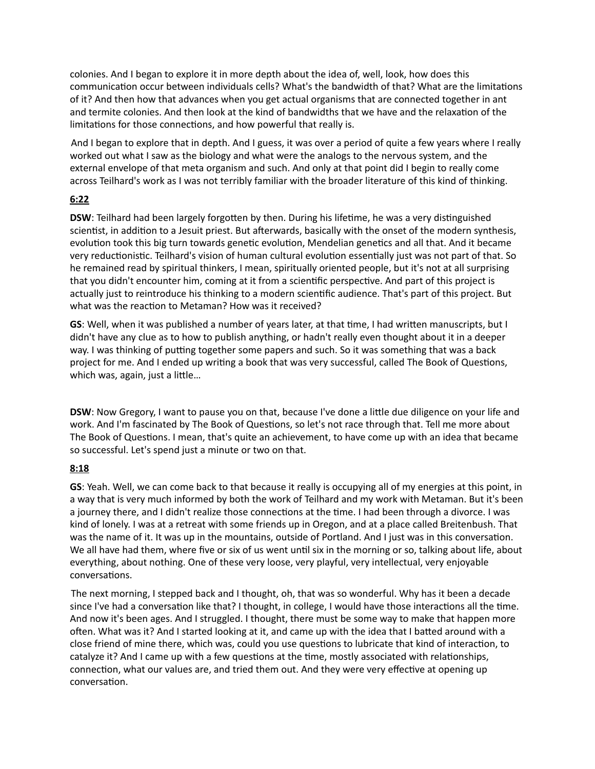colonies. And I began to explore it in more depth about the idea of, well, look, how does this communication occur between individuals cells? What's the bandwidth of that? What are the limitations of it? And then how that advances when you get actual organisms that are connected together in ant and termite colonies. And then look at the kind of bandwidths that we have and the relaxation of the limitations for those connections, and how powerful that really is.

And I began to explore that in depth. And I guess, it was over a period of quite a few years where I really worked out what I saw as the biology and what were the analogs to the nervous system, and the external envelope of that meta organism and such. And only at that point did I begin to really come across Teilhard's work as I was not terribly familiar with the broader literature of this kind of thinking.

**6:22**

**DSW**: Teilhard had been largely forgotten by then. During his lifetime, he was a very distinguished scientist, in addition to a Jesuit priest. But afterwards, basically with the onset of the modern synthesis, evolution took this big turn towards genetic evolution, Mendelian genetics and all that. And it became very reductionistic. Teilhard's vision of human cultural evolution essentially just was not part of that. So he remained read by spiritual thinkers, I mean, spiritually oriented people, but it's not at all surprising that you didn't encounter him, coming at it from a scientific perspective. And part of this project is actually just to reintroduce his thinking to a modern scientific audience. That's part of this project. But what was the reaction to Metaman? How was it received?

**GS**: Well, when it was published a number of years later, at that time, I had written manuscripts, but I didn't have any clue as to how to publish anything, or hadn't really even thought about it in a deeper way. I was thinking of putting together some papers and such. So it was something that was a back project for me. And I ended up writing a book that was very successful, called The Book of Questions, which was, again, just a little…

**DSW**: Now Gregory, I want to pause you on that, because I've done a little due diligence on your life and work. And I'm fascinated by The Book of Questions, so let's not race through that. Tell me more about The Book of Questions. I mean, that's quite an achievement, to have come up with an idea that became so successful. Let's spend just a minute or two on that.

**8:18**

**GS**: Yeah. Well, we can come back to that because it really is occupying all of my energies at this point, in a way that is very much informed by both the work of Teilhard and my work with Metaman. But it's been a journey there, and I didn't realize those connections at the time. I had been through a divorce. I was kind of lonely. I was at a retreat with some friends up in Oregon, and at a place called Breitenbush. That was the name of it. It was up in the mountains, outside of Portland. And I just was in this conversation. We all have had them, where five or six of us went until six in the morning or so, talking about life, about everything, about nothing. One of these very loose, very playful, very intellectual, very enjoyable conversations.

The next morning, I stepped back and I thought, oh, that was so wonderful. Why has it been a decade since I've had a conversation like that? I thought, in college, I would have those interactions all the time. And now it's been ages. And I struggled. I thought, there must be some way to make that happen more often. What was it? And I started looking at it, and came up with the idea that I batted around with a close friend of mine there, which was, could you use questions to lubricate that kind of interaction, to catalyze it? And I came up with a few questions at the time, mostly associated with relationships, connection, what our values are, and tried them out. And they were very effective at opening up conversation.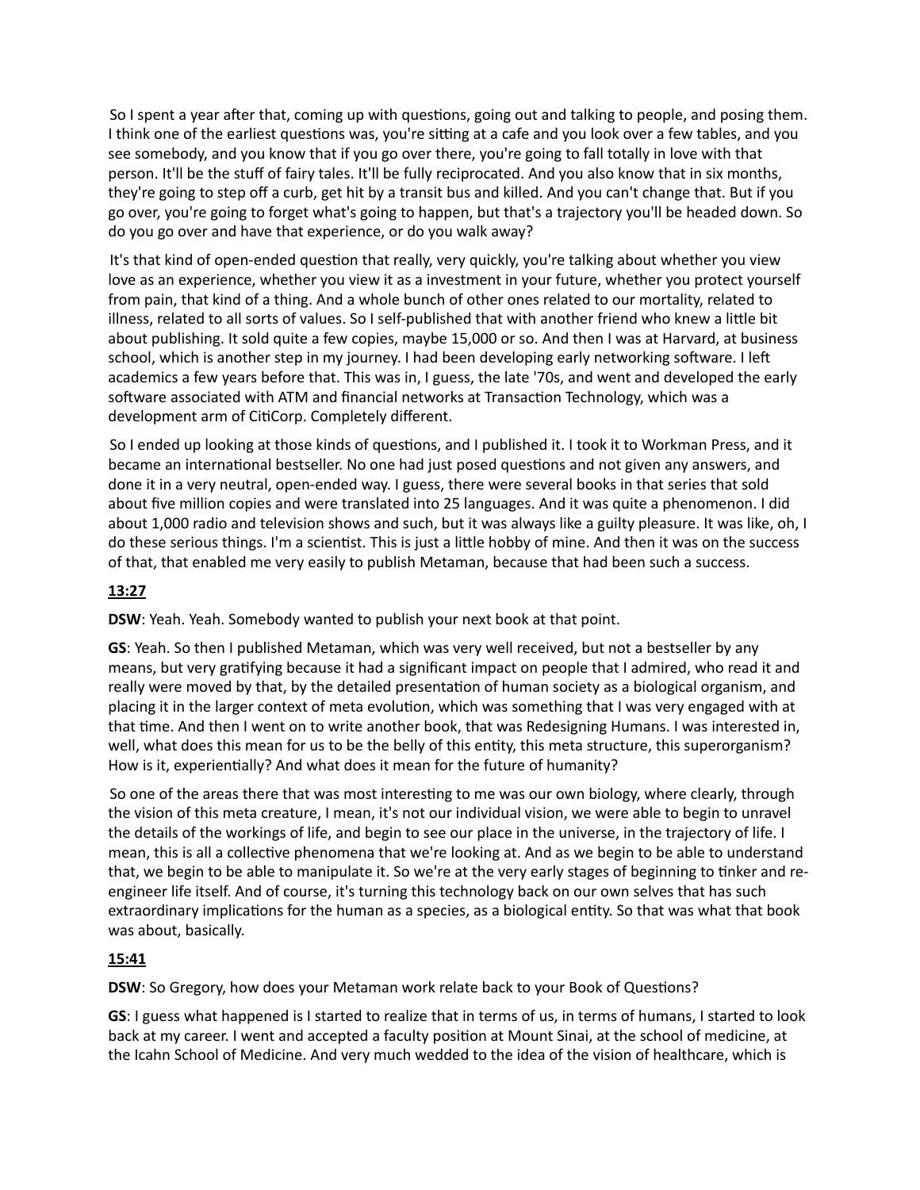So I spent a year after that, coming up with questions, going out and talking to people, and posing them. I think one of the earliest questions was, you're sitting at a cafe and you look over a few tables, and you see somebody, and you know that if you go over there, you're going to fall totally in love with that person. It'll be the stuff of fairy tales. It'll be fully reciprocated. And you also know that in six months, they're going to step off a curb, get hit by a transit bus and killed. And you can't change that. But if you go over, you're going to forget what's going to happen, but that's a trajectory you'll be headed down. So do you go over and have that experience, or do you walk away?

It's that kind of open-ended question that really, very quickly, you're talking about whether you view love as an experience, whether you view it as a investment in your future, whether you protect yourself from pain, that kind of a thing. And a whole bunch of other ones related to our mortality, related to illness, related to all sorts of values. So I self-published that with another friend who knew a little bit about publishing. It sold quite a few copies, maybe 15,000 or so. And then I was at Harvard, at business school, which is another step in my journey. I had been developing early networking software. I left academics a few years before that. This was in, I guess, the late '70s, and went and developed the early software associated with ATM and financial networks at Transaction Technology, which was a development arm of CitiCorp. Completely different.

So I ended up looking at those kinds of questions, and I published it. I took it to Workman Press, and it became an international bestseller. No one had just posed questions and not given any answers, and done it in a very neutral, open-ended way. I guess, there were several books in that series that sold about five million copies and were translated into 25 languages. And it was quite a phenomenon. I did about 1,000 radio and television shows and such, but it was always like a guilty pleasure. It was like, oh, I do these serious things. I'm a scientist. This is just a little hobby of mine. And then it was on the success of that, that enabled me very easily to publish Metaman, because that had been such a success.

**13:27**

**DSW**: Yeah. Yeah. Somebody wanted to publish your next book at that point.

**GS**: Yeah. So then I published Metaman, which was very well received, but not a bestseller by any means, but very gratifying because it had a significant impact on people that I admired, who read it and really were moved by that, by the detailed presentation of human society as a biological organism, and placing it in the larger context of meta evolution, which was something that I was very engaged with at that time. And then I went on to write another book, that was Redesigning Humans. I was interested in, well, what does this mean for us to be the belly of this entity, this meta structure, this superorganism? How is it, experientially? And what does it mean for the future of humanity?

So one of the areas there that was most interesting to me was our own biology, where clearly, through the vision of this meta creature, I mean, it's not our individual vision, we were able to begin to unravel the details of the workings of life, and begin to see our place in the universe, in the trajectory of life. I mean, this is all a collective phenomena that we're looking at. And as we begin to be able to understand that, we begin to be able to manipulate it. So we're at the very early stages of beginning to tinker and re-engineer life itself. And of course, it's turning this technology back on our own selves that has such extraordinary implications for the human as a species, as a biological entity. So that was what that book was about, basically.

**15:41**

**DSW**: So Gregory, how does your Metaman work relate back to your Book of Questions?

**GS**: I guess what happened is I started to realize that in terms of us, in terms of humans, I started to look back at my career. I went and accepted a faculty position at Mount Sinai, at the school of medicine, at the Icahn School of Medicine. And very much wedded to the idea of the vision of healthcare, which is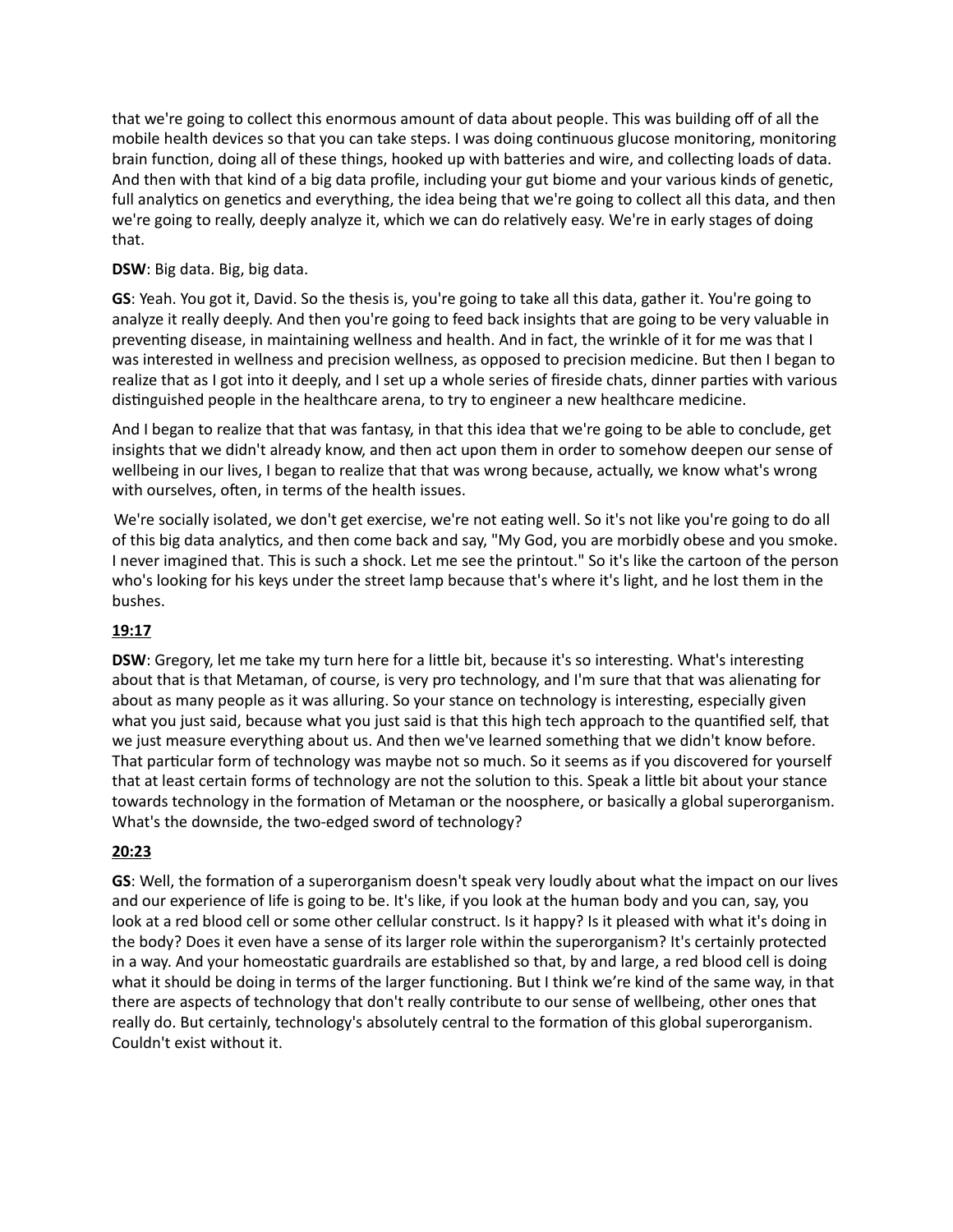that we're going to collect this enormous amount of data about people. This was building off of all the mobile health devices so that you can take steps. I was doing continuous glucose monitoring, monitoring brain function, doing all of these things, hooked up with batteries and wire, and collecting loads of data. And then with that kind of a big data profile, including your gut biome and your various kinds of genetic, full analytics on genetics and everything, the idea being that we're going to collect all this data, and then we're going to really, deeply analyze it, which we can do relatively easy. We're in early stages of doing that.

**DSW**: Big data. Big, big data.

**GS**: Yeah. You got it, David. So the thesis is, you're going to take all this data, gather it. You're going to analyze it really deeply. And then you're going to feed back insights that are going to be very valuable in preventing disease, in maintaining wellness and health. And in fact, the wrinkle of it for me was that I was interested in wellness and precision wellness, as opposed to precision medicine. But then I began to realize that as I got into it deeply, and I set up a whole series of fireside chats, dinner parties with various distinguished people in the healthcare arena, to try to engineer a new healthcare medicine.

And I began to realize that that was fantasy, in that this idea that we're going to be able to conclude, get insights that we didn't already know, and then act upon them in order to somehow deepen our sense of wellbeing in our lives, I began to realize that that was wrong because, actually, we know what's wrong with ourselves, often, in terms of the health issues.

We're socially isolated, we don't get exercise, we're not eating well. So it's not like you're going to do all of this big data analytics, and then come back and say, "My God, you are morbidly obese and you smoke. I never imagined that. This is such a shock. Let me see the printout." So it's like the cartoon of the person who's looking for his keys under the street lamp because that's where it's light, and he lost them in the bushes.

**19:17**

**DSW**: Gregory, let me take my turn here for a little bit, because it's so interesting. What's interesting about that is that Metaman, of course, is very pro technology, and I'm sure that that was alienating for about as many people as it was alluring. So your stance on technology is interesting, especially given what you just said, because what you just said is that this high tech approach to the quantified self, that we just measure everything about us. And then we've learned something that we didn't know before. That particular form of technology was maybe not so much. So it seems as if you discovered for yourself that at least certain forms of technology are not the solution to this. Speak a little bit about your stance towards technology in the formation of Metaman or the noosphere, or basically a global superorganism. What's the downside, the two-edged sword of technology?

**20:23**

**GS**: Well, the formation of a superorganism doesn't speak very loudly about what the impact on our lives and our experience of life is going to be. It's like, if you look at the human body and you can, say, you look at a red blood cell or some other cellular construct. Is it happy? Is it pleased with what it's doing in the body? Does it even have a sense of its larger role within the superorganism? It's certainly protected in a way. And your homeostatic guardrails are established so that, by and large, a red blood cell is doing what it should be doing in terms of the larger functioning. But I think we're kind of the same way, in that there are aspects of technology that don't really contribute to our sense of wellbeing, other ones that really do. But certainly, technology's absolutely central to the formation of this global superorganism. Couldn't exist without it.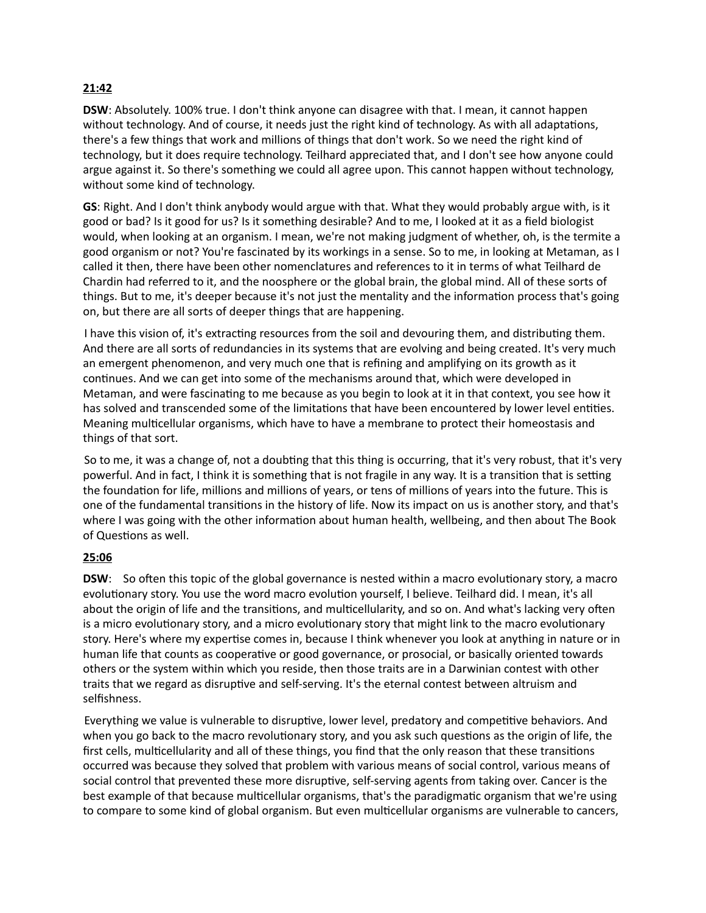**21:42**

**DSW**: Absolutely. 100% true. I don't think anyone can disagree with that. I mean, it cannot happen without technology. And of course, it needs just the right kind of technology. As with all adaptations, there's a few things that work and millions of things that don't work. So we need the right kind of technology, but it does require technology. Teilhard appreciated that, and I don't see how anyone could argue against it. So there's something we could all agree upon. This cannot happen without technology, without some kind of technology.

**GS**: Right. And I don't think anybody would argue with that. What they would probably argue with, is it good or bad? Is it good for us? Is it something desirable? And to me, I looked at it as a field biologist would, when looking at an organism. I mean, we're not making judgment of whether, oh, is the termite a good organism or not? You're fascinated by its workings in a sense. So to me, in looking at Metaman, as I called it then, there have been other nomenclatures and references to it in terms of what Teilhard de Chardin had referred to it, and the noosphere or the global brain, the global mind. All of these sorts of things. But to me, it's deeper because it's not just the mentality and the information process that's going on, but there are all sorts of deeper things that are happening.

I have this vision of, it's extracting resources from the soil and devouring them, and distributing them. And there are all sorts of redundancies in its systems that are evolving and being created. It's very much an emergent phenomenon, and very much one that is refining and amplifying on its growth as it continues. And we can get into some of the mechanisms around that, which were developed in Metaman, and were fascinating to me because as you begin to look at it in that context, you see how it has solved and transcended some of the limitations that have been encountered by lower level entities. Meaning multicellular organisms, which have to have a membrane to protect their homeostasis and things of that sort.

So to me, it was a change of, not a doubting that this thing is occurring, that it's very robust, that it's very powerful. And in fact, I think it is something that is not fragile in any way. It is a transition that is setting the foundation for life, millions and millions of years, or tens of millions of years into the future. This is one of the fundamental transitions in the history of life. Now its impact on us is another story, and that's where I was going with the other information about human health, wellbeing, and then about The Book of Questions as well.

**25:06**

**DSW**: So often this topic of the global governance is nested within a macro evolutionary story, a macro evolutionary story. You use the word macro evolution yourself, I believe. Teilhard did. I mean, it's all about the origin of life and the transitions, and multicellularity, and so on. And what's lacking very often is a micro evolutionary story, and a micro evolutionary story that might link to the macro evolutionary story. Here's where my expertise comes in, because I think whenever you look at anything in nature or in human life that counts as cooperative or good governance, or prosocial, or basically oriented towards others or the system within which you reside, then those traits are in a Darwinian contest with other traits that we regard as disruptive and self-serving. It's the eternal contest between altruism and selfishness.

Everything we value is vulnerable to disruptive, lower level, predatory and competitive behaviors. And when you go back to the macro revolutionary story, and you ask such questions as the origin of life, the first cells, multicellularity and all of these things, you find that the only reason that these transitions occurred was because they solved that problem with various means of social control, various means of social control that prevented these more disruptive, self-serving agents from taking over. Cancer is the best example of that because multicellular organisms, that's the paradigmatic organism that we're using to compare to some kind of global organism. But even multicellular organisms are vulnerable to cancers,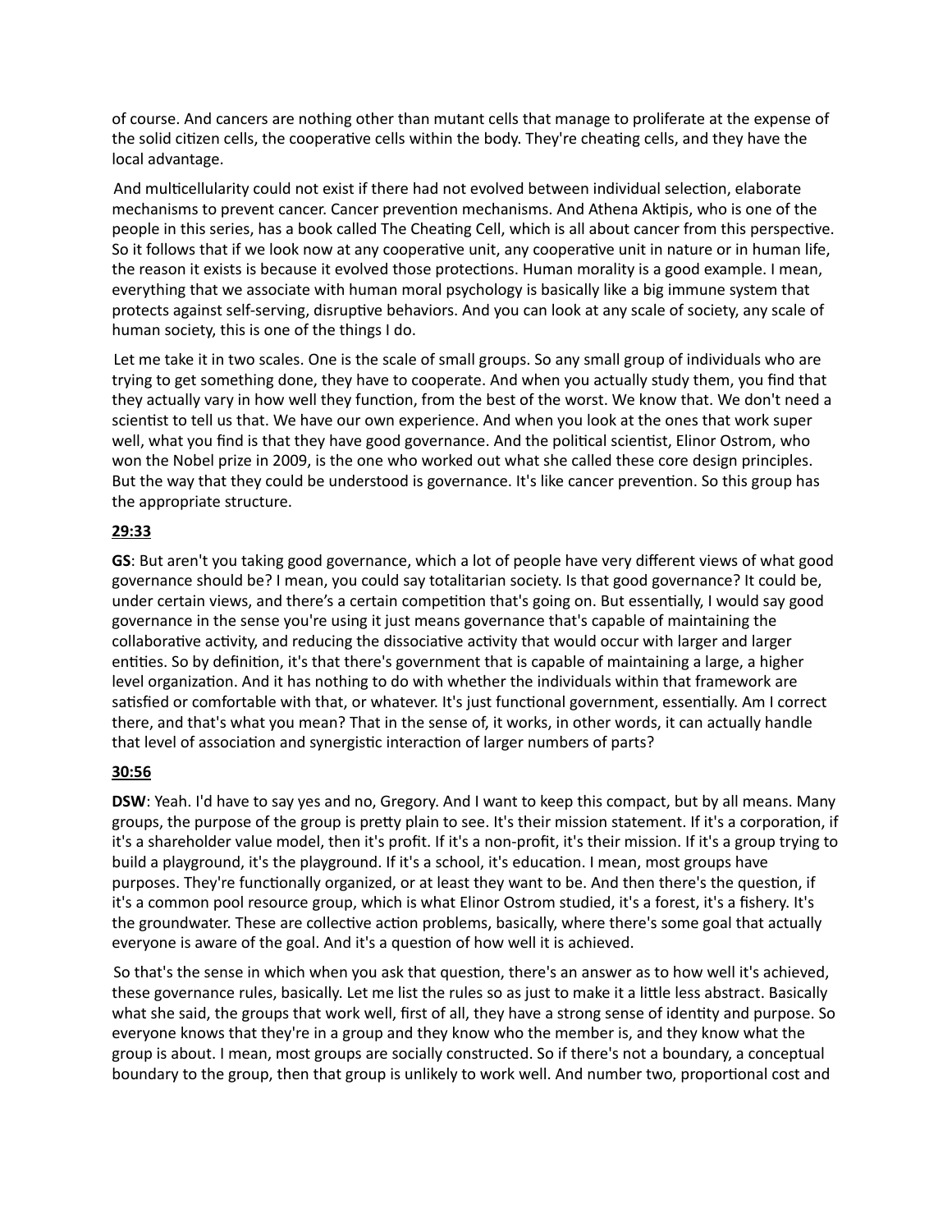of course. And cancers are nothing other than mutant cells that manage to proliferate at the expense of the solid citizen cells, the cooperative cells within the body. They're cheating cells, and they have the local advantage.

And multicellularity could not exist if there had not evolved between individual selection, elaborate mechanisms to prevent cancer. Cancer prevention mechanisms. And Athena Aktipis, who is one of the people in this series, has a book called The Cheating Cell, which is all about cancer from this perspective. So it follows that if we look now at any cooperative unit, any cooperative unit in nature or in human life, the reason it exists is because it evolved those protections. Human morality is a good example. I mean, everything that we associate with human moral psychology is basically like a big immune system that protects against self-serving, disruptive behaviors. And you can look at any scale of society, any scale of human society, this is one of the things I do.

Let me take it in two scales. One is the scale of small groups. So any small group of individuals who are trying to get something done, they have to cooperate. And when you actually study them, you find that they actually vary in how well they function, from the best of the worst. We know that. We don't need a scientist to tell us that. We have our own experience. And when you look at the ones that work super well, what you find is that they have good governance. And the political scientist, Elinor Ostrom, who won the Nobel prize in 2009, is the one who worked out what she called these core design principles. But the way that they could be understood is governance. It's like cancer prevention. So this group has the appropriate structure.

**29:33**

**GS**: But aren't you taking good governance, which a lot of people have very different views of what good governance should be? I mean, you could say totalitarian society. Is that good governance? It could be, under certain views, and there's a certain competition that's going on. But essentially, I would say good governance in the sense you're using it just means governance that's capable of maintaining the collaborative activity, and reducing the dissociative activity that would occur with larger and larger entities. So by definition, it's that there's government that is capable of maintaining a large, a higher level organization. And it has nothing to do with whether the individuals within that framework are satisfied or comfortable with that, or whatever. It's just functional government, essentially. Am I correct there, and that's what you mean? That in the sense of, it works, in other words, it can actually handle that level of association and synergistic interaction of larger numbers of parts?

**30:56**

**DSW**: Yeah. I'd have to say yes and no, Gregory. And I want to keep this compact, but by all means. Many groups, the purpose of the group is pretty plain to see. It's their mission statement. If it's a corporation, if it's a shareholder value model, then it's profit. If it's a non-profit, it's their mission. If it's a group trying to build a playground, it's the playground. If it's a school, it's education. I mean, most groups have purposes. They're functionally organized, or at least they want to be. And then there's the question, if it's a common pool resource group, which is what Elinor Ostrom studied, it's a forest, it's a fishery. It's the groundwater. These are collective action problems, basically, where there's some goal that actually everyone is aware of the goal. And it's a question of how well it is achieved.

So that's the sense in which when you ask that question, there's an answer as to how well it's achieved, these governance rules, basically. Let me list the rules so as just to make it a little less abstract. Basically what she said, the groups that work well, first of all, they have a strong sense of identity and purpose. So everyone knows that they're in a group and they know who the member is, and they know what the group is about. I mean, most groups are socially constructed. So if there's not a boundary, a conceptual boundary to the group, then that group is unlikely to work well. And number two, proportional cost and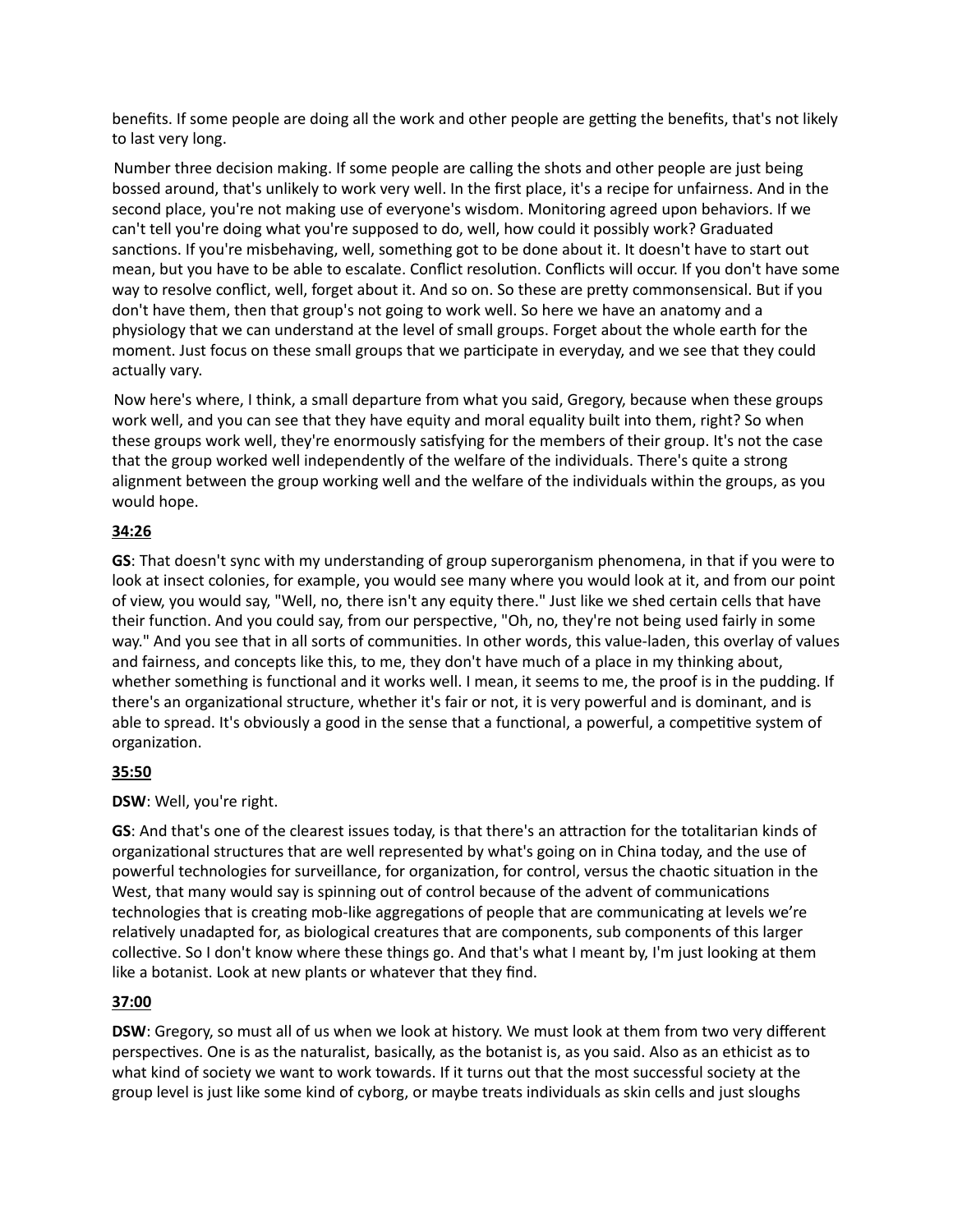benefits. If some people are doing all the work and other people are getting the benefits, that's not likely to last very long.

Number three decision making. If some people are calling the shots and other people are just being bossed around, that's unlikely to work very well. In the first place, it's a recipe for unfairness. And in the second place, you're not making use of everyone's wisdom. Monitoring agreed upon behaviors. If we can't tell you're doing what you're supposed to do, well, how could it possibly work? Graduated sanctions. If you're misbehaving, well, something got to be done about it. It doesn't have to start out mean, but you have to be able to escalate. Conflict resolution. Conflicts will occur. If you don't have some way to resolve conflict, well, forget about it. And so on. So these are pretty commonsensical. But if you don't have them, then that group's not going to work well. So here we have an anatomy and a physiology that we can understand at the level of small groups. Forget about the whole earth for the moment. Just focus on these small groups that we participate in everyday, and we see that they could actually vary.

Now here's where, I think, a small departure from what you said, Gregory, because when these groups work well, and you can see that they have equity and moral equality built into them, right? So when these groups work well, they're enormously satisfying for the members of their group. It's not the case that the group worked well independently of the welfare of the individuals. There's quite a strong alignment between the group working well and the welfare of the individuals within the groups, as you would hope.

**34:26**

**GS**: That doesn't sync with my understanding of group superorganism phenomena, in that if you were to look at insect colonies, for example, you would see many where you would look at it, and from our point of view, you would say, "Well, no, there isn't any equity there." Just like we shed certain cells that have their function. And you could say, from our perspective, "Oh, no, they're not being used fairly in some way." And you see that in all sorts of communities. In other words, this value-laden, this overlay of values and fairness, and concepts like this, to me, they don't have much of a place in my thinking about, whether something is functional and it works well. I mean, it seems to me, the proof is in the pudding. If there's an organizational structure, whether it's fair or not, it is very powerful and is dominant, and is able to spread. It's obviously a good in the sense that a functional, a powerful, a competitive system of organization.

**35:50**

**DSW**: Well, you're right.

**GS**: And that's one of the clearest issues today, is that there's an attraction for the totalitarian kinds of organizational structures that are well represented by what's going on in China today, and the use of powerful technologies for surveillance, for organization, for control, versus the chaotic situation in the West, that many would say is spinning out of control because of the advent of communications technologies that is creating mob-like aggregations of people that are communicating at levels we're relatively unadapted for, as biological creatures that are components, sub components of this larger collective. So I don't know where these things go. And that's what I meant by, I'm just looking at them like a botanist. Look at new plants or whatever that they find.

**37:00**

**DSW**: Gregory, so must all of us when we look at history. We must look at them from two very different perspectives. One is as the naturalist, basically, as the botanist is, as you said. Also as an ethicist as to what kind of society we want to work towards. If it turns out that the most successful society at the group level is just like some kind of cyborg, or maybe treats individuals as skin cells and just sloughs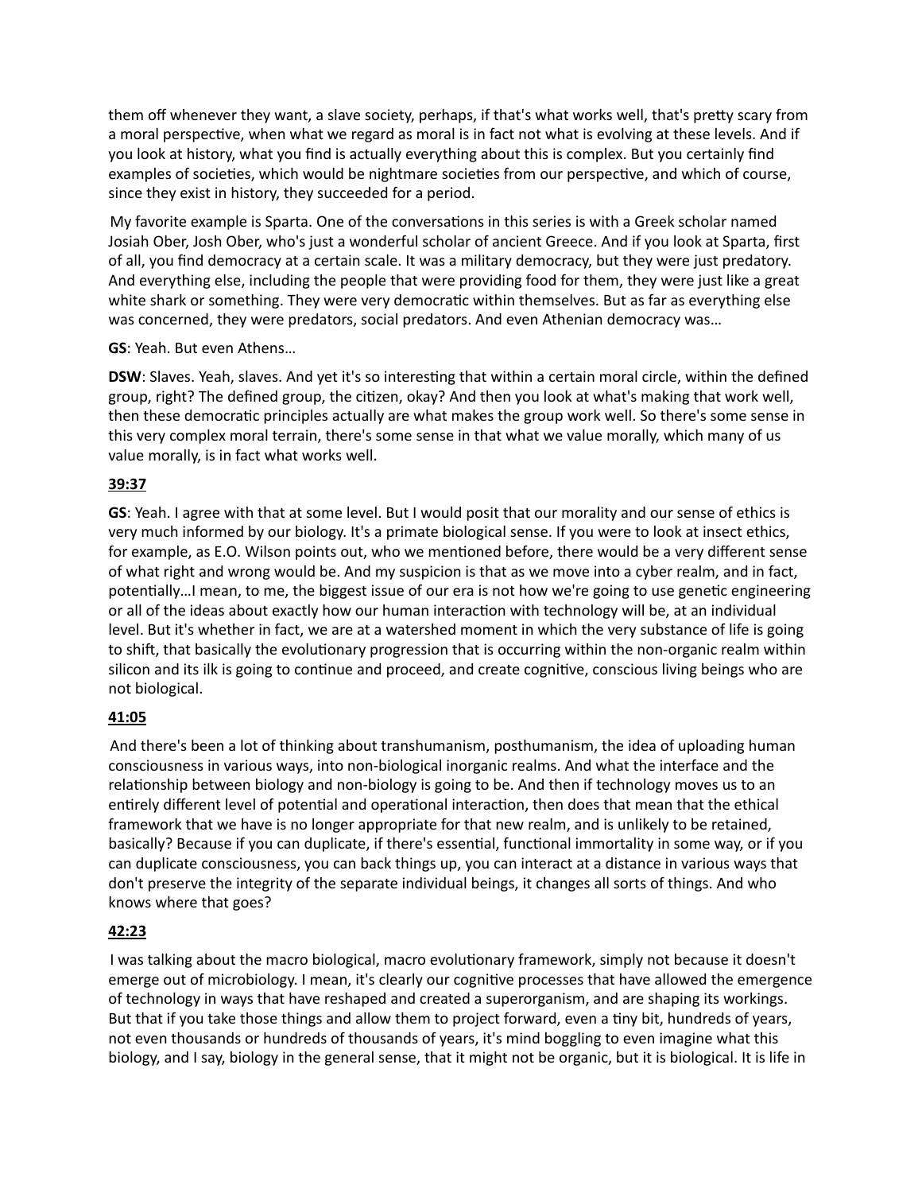them off whenever they want, a slave society, perhaps, if that's what works well, that's pretty scary from a moral perspective, when what we regard as moral is in fact not what is evolving at these levels. And if you look at history, what you find is actually everything about this is complex. But you certainly find examples of societies, which would be nightmare societies from our perspective, and which of course, since they exist in history, they succeeded for a period.

My favorite example is Sparta. One of the conversations in this series is with a Greek scholar named Josiah Ober, Josh Ober, who's just a wonderful scholar of ancient Greece. And if you look at Sparta, first of all, you find democracy at a certain scale. It was a military democracy, but they were just predatory. And everything else, including the people that were providing food for them, they were just like a great white shark or something. They were very democratic within themselves. But as far as everything else was concerned, they were predators, social predators. And even Athenian democracy was…

**GS**: Yeah. But even Athens…

**DSW**: Slaves. Yeah, slaves. And yet it's so interesting that within a certain moral circle, within the defined group, right? The defined group, the citizen, okay? And then you look at what's making that work well, then these democratic principles actually are what makes the group work well. So there's some sense in this very complex moral terrain, there's some sense in that what we value morally, which many of us value morally, is in fact what works well.

**39:37**

**GS**: Yeah. I agree with that at some level. But I would posit that our morality and our sense of ethics is very much informed by our biology. It's a primate biological sense. If you were to look at insect ethics, for example, as E.O. Wilson points out, who we mentioned before, there would be a very different sense of what right and wrong would be. And my suspicion is that as we move into a cyber realm, and in fact, potentially…I mean, to me, the biggest issue of our era is not how we're going to use genetic engineering or all of the ideas about exactly how our human interaction with technology will be, at an individual level. But it's whether in fact, we are at a watershed moment in which the very substance of life is going to shift, that basically the evolutionary progression that is occurring within the non-organic realm within silicon and its ilk is going to continue and proceed, and create cognitive, conscious living beings who are not biological.

**41:05**

And there's been a lot of thinking about transhumanism, posthumanism, the idea of uploading human consciousness in various ways, into non-biological inorganic realms. And what the interface and the relationship between biology and non-biology is going to be. And then if technology moves us to an entirely different level of potential and operational interaction, then does that mean that the ethical framework that we have is no longer appropriate for that new realm, and is unlikely to be retained, basically? Because if you can duplicate, if there's essential, functional immortality in some way, or if you can duplicate consciousness, you can back things up, you can interact at a distance in various ways that don't preserve the integrity of the separate individual beings, it changes all sorts of things. And who knows where that goes?

**42:23**

I was talking about the macro biological, macro evolutionary framework, simply not because it doesn't emerge out of microbiology. I mean, it's clearly our cognitive processes that have allowed the emergence of technology in ways that have reshaped and created a superorganism, and are shaping its workings. But that if you take those things and allow them to project forward, even a tiny bit, hundreds of years, not even thousands or hundreds of thousands of years, it's mind boggling to even imagine what this biology, and I say, biology in the general sense, that it might not be organic, but it is biological. It is life in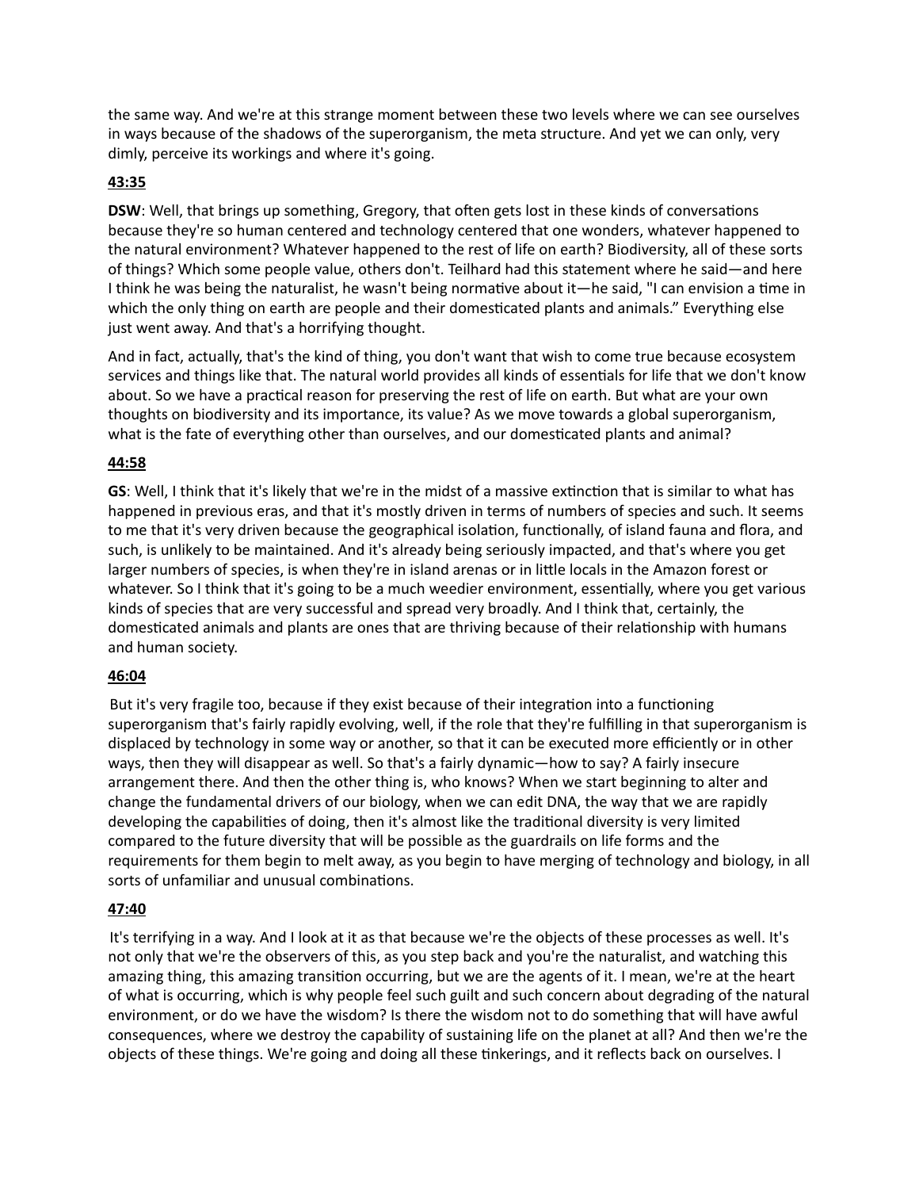the same way. And we're at this strange moment between these two levels where we can see ourselves in ways because of the shadows of the superorganism, the meta structure. And yet we can only, very dimly, perceive its workings and where it's going.

**43:35**

**DSW**: Well, that brings up something, Gregory, that often gets lost in these kinds of conversations because they're so human centered and technology centered that one wonders, whatever happened to the natural environment? Whatever happened to the rest of life on earth? Biodiversity, all of these sorts of things? Which some people value, others don't. Teilhard had this statement where he said—and here I think he was being the naturalist, he wasn't being normative about it—he said, "I can envision a time in which the only thing on earth are people and their domesticated plants and animals." Everything else just went away. And that's a horrifying thought.

And in fact, actually, that's the kind of thing, you don't want that wish to come true because ecosystem services and things like that. The natural world provides all kinds of essentials for life that we don't know about. So we have a practical reason for preserving the rest of life on earth. But what are your own thoughts on biodiversity and its importance, its value? As we move towards a global superorganism, what is the fate of everything other than ourselves, and our domesticated plants and animal?

**44:58**

**GS**: Well, I think that it's likely that we're in the midst of a massive extinction that is similar to what has happened in previous eras, and that it's mostly driven in terms of numbers of species and such. It seems to me that it's very driven because the geographical isolation, functionally, of island fauna and flora, and such, is unlikely to be maintained. And it's already being seriously impacted, and that's where you get larger numbers of species, is when they're in island arenas or in little locals in the Amazon forest or whatever. So I think that it's going to be a much weedier environment, essentially, where you get various kinds of species that are very successful and spread very broadly. And I think that, certainly, the domesticated animals and plants are ones that are thriving because of their relationship with humans and human society.

**46:04**

But it's very fragile too, because if they exist because of their integration into a functioning superorganism that's fairly rapidly evolving, well, if the role that they're fulfilling in that superorganism is displaced by technology in some way or another, so that it can be executed more efficiently or in other ways, then they will disappear as well. So that's a fairly dynamic—how to say? A fairly insecure arrangement there. And then the other thing is, who knows? When we start beginning to alter and change the fundamental drivers of our biology, when we can edit DNA, the way that we are rapidly developing the capabilities of doing, then it's almost like the traditional diversity is very limited compared to the future diversity that will be possible as the guardrails on life forms and the requirements for them begin to melt away, as you begin to have merging of technology and biology, in all sorts of unfamiliar and unusual combinations.

**47:40**

It's terrifying in a way. And I look at it as that because we're the objects of these processes as well. It's not only that we're the observers of this, as you step back and you're the naturalist, and watching this amazing thing, this amazing transition occurring, but we are the agents of it. I mean, we're at the heart of what is occurring, which is why people feel such guilt and such concern about degrading of the natural environment, or do we have the wisdom? Is there the wisdom not to do something that will have awful consequences, where we destroy the capability of sustaining life on the planet at all? And then we're the objects of these things. We're going and doing all these tinkerings, and it reflects back on ourselves. I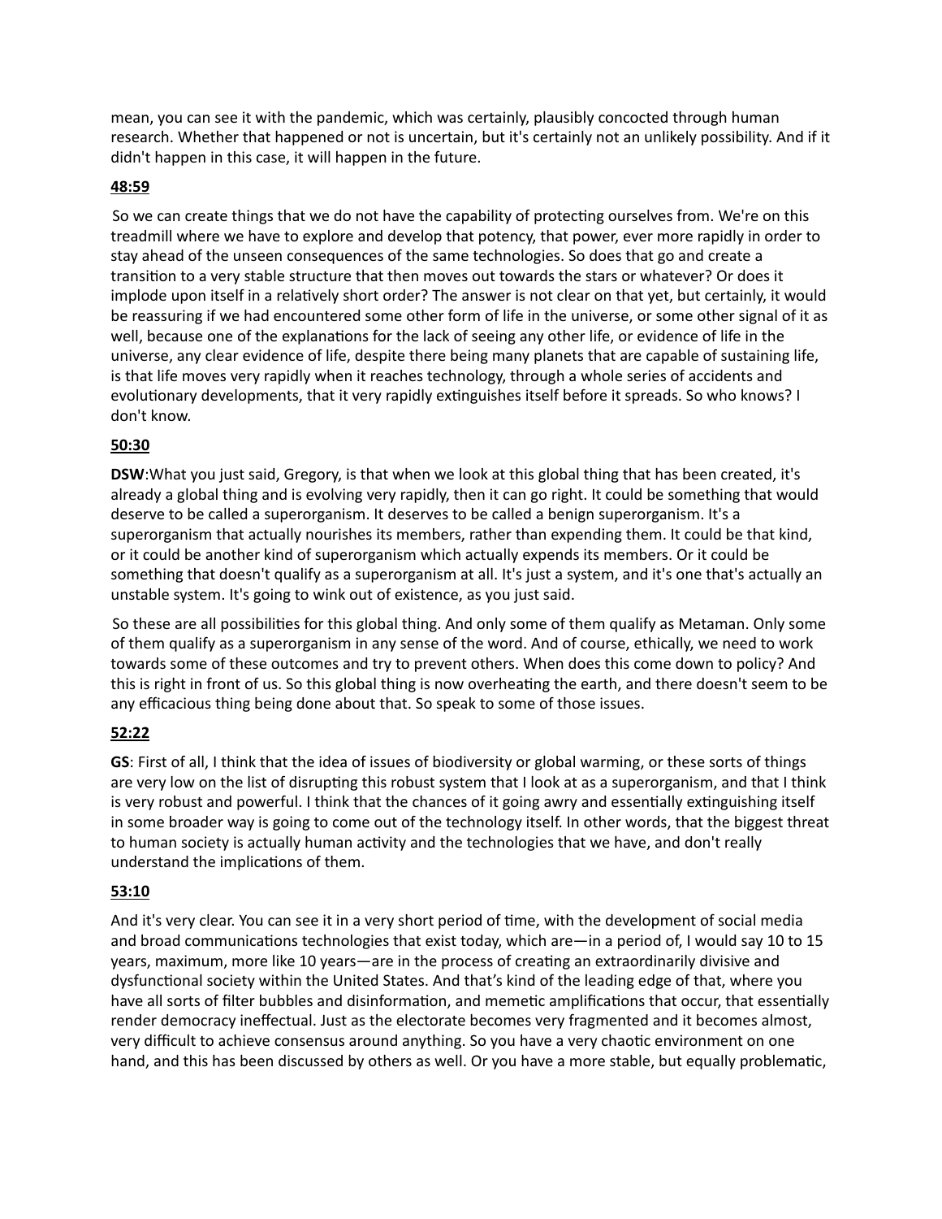mean, you can see it with the pandemic, which was certainly, plausibly concocted through human research. Whether that happened or not is uncertain, but it's certainly not an unlikely possibility. And if it didn't happen in this case, it will happen in the future.

**48:59**

So we can create things that we do not have the capability of protecting ourselves from. We're on this treadmill where we have to explore and develop that potency, that power, ever more rapidly in order to stay ahead of the unseen consequences of the same technologies. So does that go and create a transition to a very stable structure that then moves out towards the stars or whatever? Or does it implode upon itself in a relatively short order? The answer is not clear on that yet, but certainly, it would be reassuring if we had encountered some other form of life in the universe, or some other signal of it as well, because one of the explanations for the lack of seeing any other life, or evidence of life in the universe, any clear evidence of life, despite there being many planets that are capable of sustaining life, is that life moves very rapidly when it reaches technology, through a whole series of accidents and evolutionary developments, that it very rapidly extinguishes itself before it spreads. So who knows? I don't know.

**50:30**

**DSW**:What you just said, Gregory, is that when we look at this global thing that has been created, it's already a global thing and is evolving very rapidly, then it can go right. It could be something that would deserve to be called a superorganism. It deserves to be called a benign superorganism. It's a superorganism that actually nourishes its members, rather than expending them. It could be that kind, or it could be another kind of superorganism which actually expends its members. Or it could be something that doesn't qualify as a superorganism at all. It's just a system, and it's one that's actually an unstable system. It's going to wink out of existence, as you just said.

So these are all possibilities for this global thing. And only some of them qualify as Metaman. Only some of them qualify as a superorganism in any sense of the word. And of course, ethically, we need to work towards some of these outcomes and try to prevent others. When does this come down to policy? And this is right in front of us. So this global thing is now overheating the earth, and there doesn't seem to be any efficacious thing being done about that. So speak to some of those issues.

**52:22**

**GS**: First of all, I think that the idea of issues of biodiversity or global warming, or these sorts of things are very low on the list of disrupting this robust system that I look at as a superorganism, and that I think is very robust and powerful. I think that the chances of it going awry and essentially extinguishing itself in some broader way is going to come out of the technology itself. In other words, that the biggest threat to human society is actually human activity and the technologies that we have, and don't really understand the implications of them.

**53:10**

And it's very clear. You can see it in a very short period of time, with the development of social media and broad communications technologies that exist today, which are—in a period of, I would say 10 to 15 years, maximum, more like 10 years—are in the process of creating an extraordinarily divisive and dysfunctional society within the United States. And that's kind of the leading edge of that, where you have all sorts of filter bubbles and disinformation, and memetic amplifications that occur, that essentially render democracy ineffectual. Just as the electorate becomes very fragmented and it becomes almost, very difficult to achieve consensus around anything. So you have a very chaotic environment on one hand, and this has been discussed by others as well. Or you have a more stable, but equally problematic,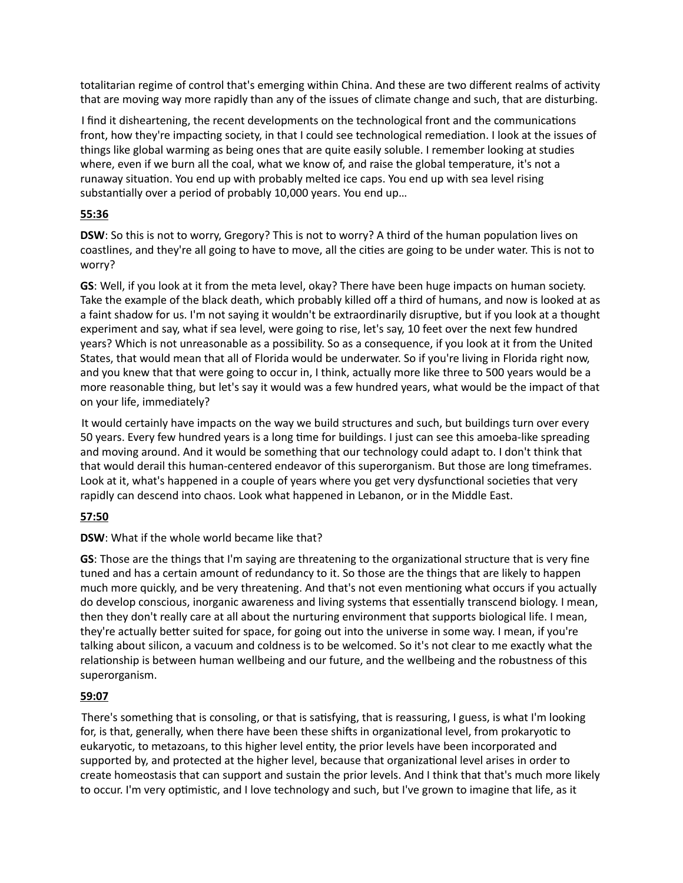totalitarian regime of control that's emerging within China. And these are two different realms of activity that are moving way more rapidly than any of the issues of climate change and such, that are disturbing.

I find it disheartening, the recent developments on the technological front and the communications front, how they're impacting society, in that I could see technological remediation. I look at the issues of things like global warming as being ones that are quite easily soluble. I remember looking at studies where, even if we burn all the coal, what we know of, and raise the global temperature, it's not a runaway situation. You end up with probably melted ice caps. You end up with sea level rising substantially over a period of probably 10,000 years. You end up…

**55:36**

**DSW**: So this is not to worry, Gregory? This is not to worry? A third of the human population lives on coastlines, and they're all going to have to move, all the cities are going to be under water. This is not to worry?

**GS**: Well, if you look at it from the meta level, okay? There have been huge impacts on human society. Take the example of the black death, which probably killed off a third of humans, and now is looked at as a faint shadow for us. I'm not saying it wouldn't be extraordinarily disruptive, but if you look at a thought experiment and say, what if sea level, were going to rise, let's say, 10 feet over the next few hundred years? Which is not unreasonable as a possibility. So as a consequence, if you look at it from the United States, that would mean that all of Florida would be underwater. So if you're living in Florida right now, and you knew that that were going to occur in, I think, actually more like three to 500 years would be a more reasonable thing, but let's say it would was a few hundred years, what would be the impact of that on your life, immediately?

It would certainly have impacts on the way we build structures and such, but buildings turn over every 50 years. Every few hundred years is a long time for buildings. I just can see this amoeba-like spreading and moving around. And it would be something that our technology could adapt to. I don't think that that would derail this human-centered endeavor of this superorganism. But those are long timeframes. Look at it, what's happened in a couple of years where you get very dysfunctional societies that very rapidly can descend into chaos. Look what happened in Lebanon, or in the Middle East.

**57:50**

**DSW**: What if the whole world became like that?

**GS**: Those are the things that I'm saying are threatening to the organizational structure that is very fine tuned and has a certain amount of redundancy to it. So those are the things that are likely to happen much more quickly, and be very threatening. And that's not even mentioning what occurs if you actually do develop conscious, inorganic awareness and living systems that essentially transcend biology. I mean, then they don't really care at all about the nurturing environment that supports biological life. I mean, they're actually better suited for space, for going out into the universe in some way. I mean, if you're talking about silicon, a vacuum and coldness is to be welcomed. So it's not clear to me exactly what the relationship is between human wellbeing and our future, and the wellbeing and the robustness of this superorganism.

**59:07**

There's something that is consoling, or that is satisfying, that is reassuring, I guess, is what I'm looking for, is that, generally, when there have been these shifts in organizational level, from prokaryotic to eukaryotic, to metazoans, to this higher level entity, the prior levels have been incorporated and supported by, and protected at the higher level, because that organizational level arises in order to create homeostasis that can support and sustain the prior levels. And I think that that's much more likely to occur. I'm very optimistic, and I love technology and such, but I've grown to imagine that life, as it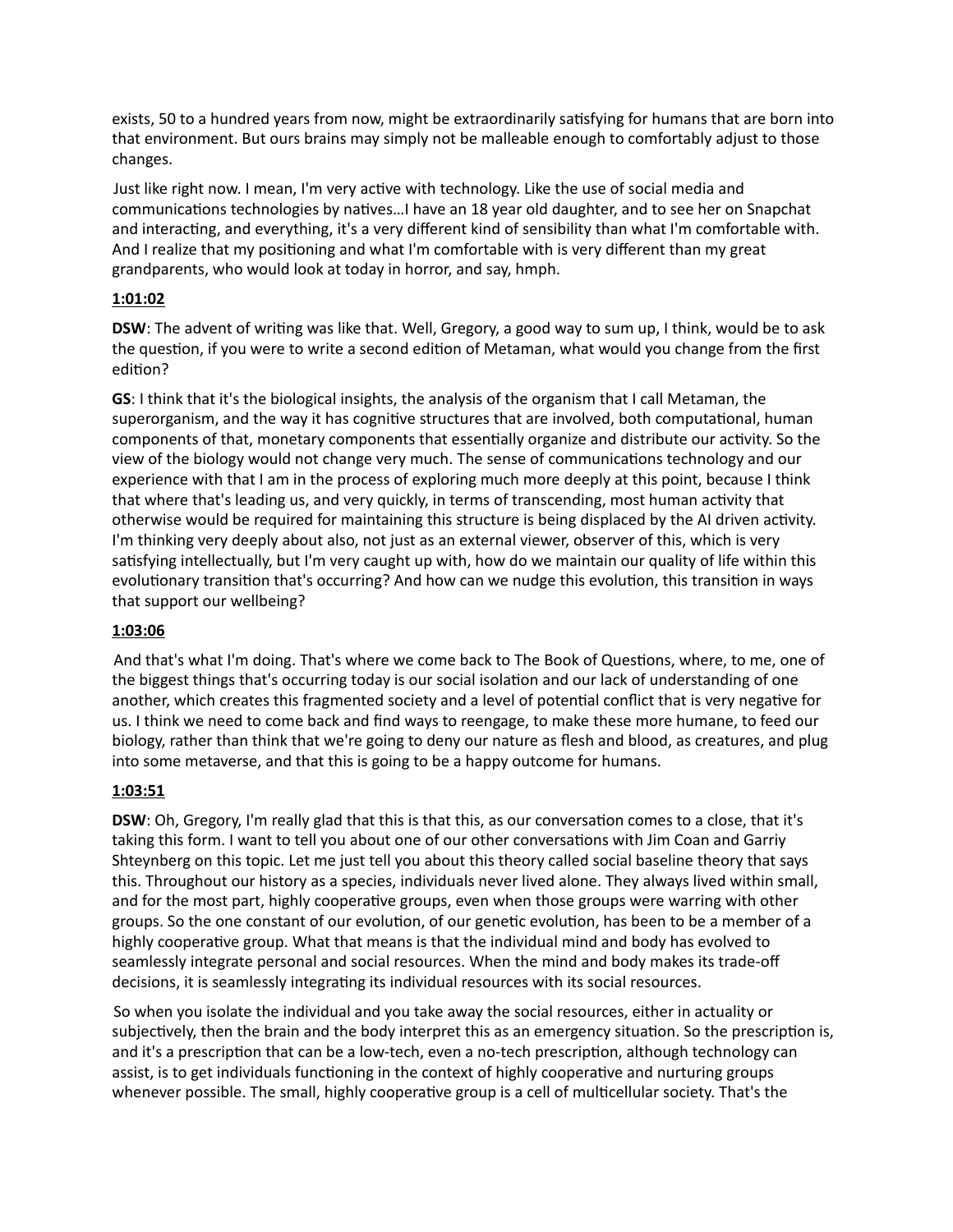exists, 50 to a hundred years from now, might be extraordinarily satisfying for humans that are born into that environment. But ours brains may simply not be malleable enough to comfortably adjust to those changes.

Just like right now. I mean, I'm very active with technology. Like the use of social media and communications technologies by natives…I have an 18 year old daughter, and to see her on Snapchat and interacting, and everything, it's a very different kind of sensibility than what I'm comfortable with. And I realize that my positioning and what I'm comfortable with is very different than my great grandparents, who would look at today in horror, and say, hmph.

**1:01:02**

**DSW**: The advent of writing was like that. Well, Gregory, a good way to sum up, I think, would be to ask the question, if you were to write a second edition of Metaman, what would you change from the first edition?

**GS**: I think that it's the biological insights, the analysis of the organism that I call Metaman, the superorganism, and the way it has cognitive structures that are involved, both computational, human components of that, monetary components that essentially organize and distribute our activity. So the view of the biology would not change very much. The sense of communications technology and our experience with that I am in the process of exploring much more deeply at this point, because I think that where that's leading us, and very quickly, in terms of transcending, most human activity that otherwise would be required for maintaining this structure is being displaced by the AI driven activity. I'm thinking very deeply about also, not just as an external viewer, observer of this, which is very satisfying intellectually, but I'm very caught up with, how do we maintain our quality of life within this evolutionary transition that's occurring? And how can we nudge this evolution, this transition in ways that support our wellbeing?

**1:03:06**

And that's what I'm doing. That's where we come back to The Book of Questions, where, to me, one of the biggest things that's occurring today is our social isolation and our lack of understanding of one another, which creates this fragmented society and a level of potential conflict that is very negative for us. I think we need to come back and find ways to reengage, to make these more humane, to feed our biology, rather than think that we're going to deny our nature as flesh and blood, as creatures, and plug into some metaverse, and that this is going to be a happy outcome for humans.

**1:03:51**

**DSW**: Oh, Gregory, I'm really glad that this is that this, as our conversation comes to a close, that it's taking this form. I want to tell you about one of our other conversations with Jim Coan and Garriy Shteynberg on this topic. Let me just tell you about this theory called social baseline theory that says this. Throughout our history as a species, individuals never lived alone. They always lived within small, and for the most part, highly cooperative groups, even when those groups were warring with other groups. So the one constant of our evolution, of our genetic evolution, has been to be a member of a highly cooperative group. What that means is that the individual mind and body has evolved to seamlessly integrate personal and social resources. When the mind and body makes its trade-off decisions, it is seamlessly integrating its individual resources with its social resources.

So when you isolate the individual and you take away the social resources, either in actuality or subjectively, then the brain and the body interpret this as an emergency situation. So the prescription is, and it's a prescription that can be a low-tech, even a no-tech prescription, although technology can assist, is to get individuals functioning in the context of highly cooperative and nurturing groups whenever possible. The small, highly cooperative group is a cell of multicellular society. That's the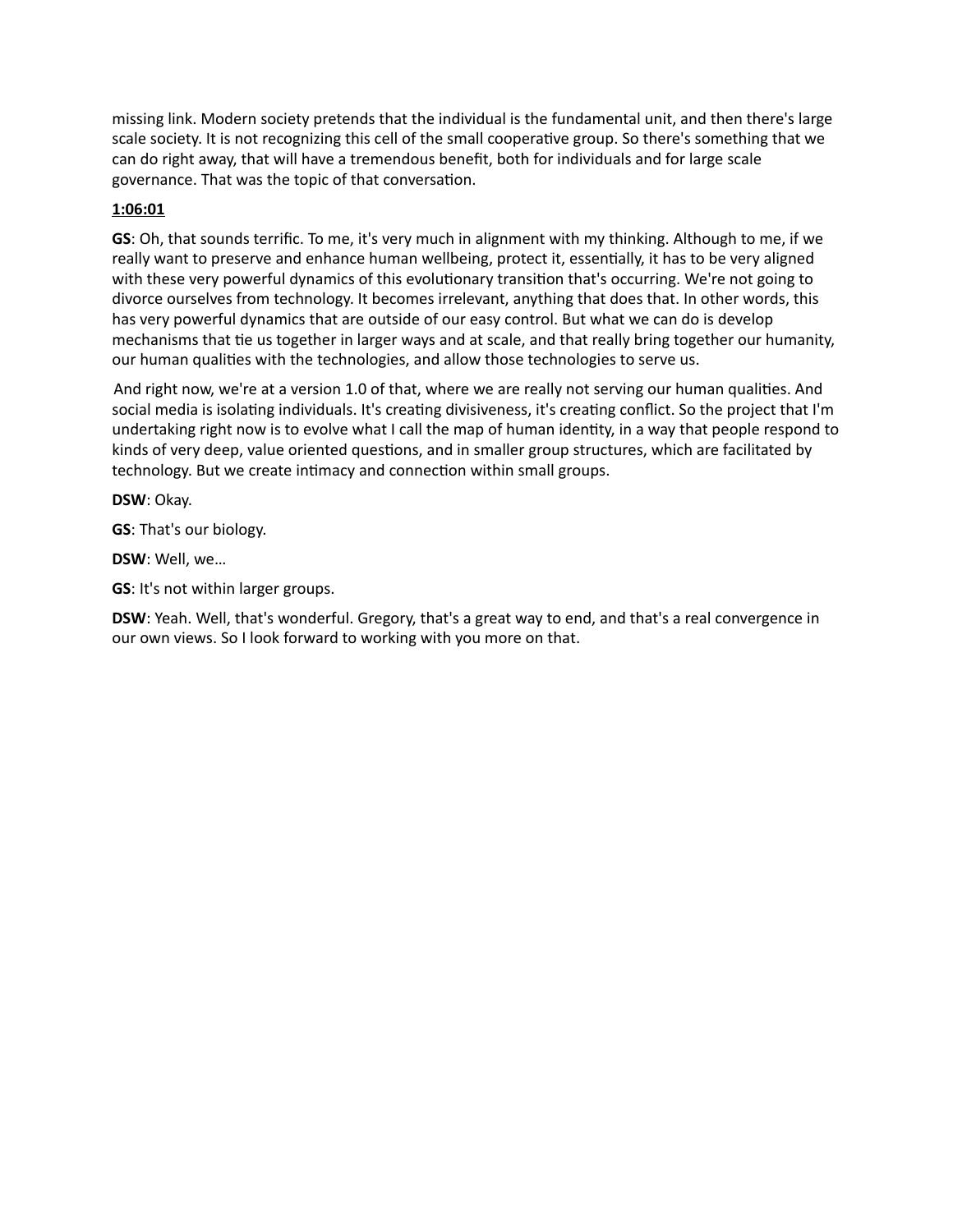missing link. Modern society pretends that the individual is the fundamental unit, and then there's large scale society. It is not recognizing this cell of the small cooperative group. So there's something that we can do right away, that will have a tremendous benefit, both for individuals and for large scale governance. That was the topic of that conversation.

**1:06:01**

**GS**: Oh, that sounds terrific. To me, it's very much in alignment with my thinking. Although to me, if we really want to preserve and enhance human wellbeing, protect it, essentially, it has to be very aligned with these very powerful dynamics of this evolutionary transition that's occurring. We're not going to divorce ourselves from technology. It becomes irrelevant, anything that does that. In other words, this has very powerful dynamics that are outside of our easy control. But what we can do is develop mechanisms that tie us together in larger ways and at scale, and that really bring together our humanity, our human qualities with the technologies, and allow those technologies to serve us.

And right now, we're at a version 1.0 of that, where we are really not serving our human qualities. And social media is isolating individuals. It's creating divisiveness, it's creating conflict. So the project that I'm undertaking right now is to evolve what I call the map of human identity, in a way that people respond to kinds of very deep, value oriented questions, and in smaller group structures, which are facilitated by technology. But we create intimacy and connection within small groups.

**DSW**: Okay.

**GS**: That's our biology.

**DSW**: Well, we…

**GS**: It's not within larger groups.

**DSW**: Yeah. Well, that's wonderful. Gregory, that's a great way to end, and that's a real convergence in our own views. So I look forward to working with you more on that.